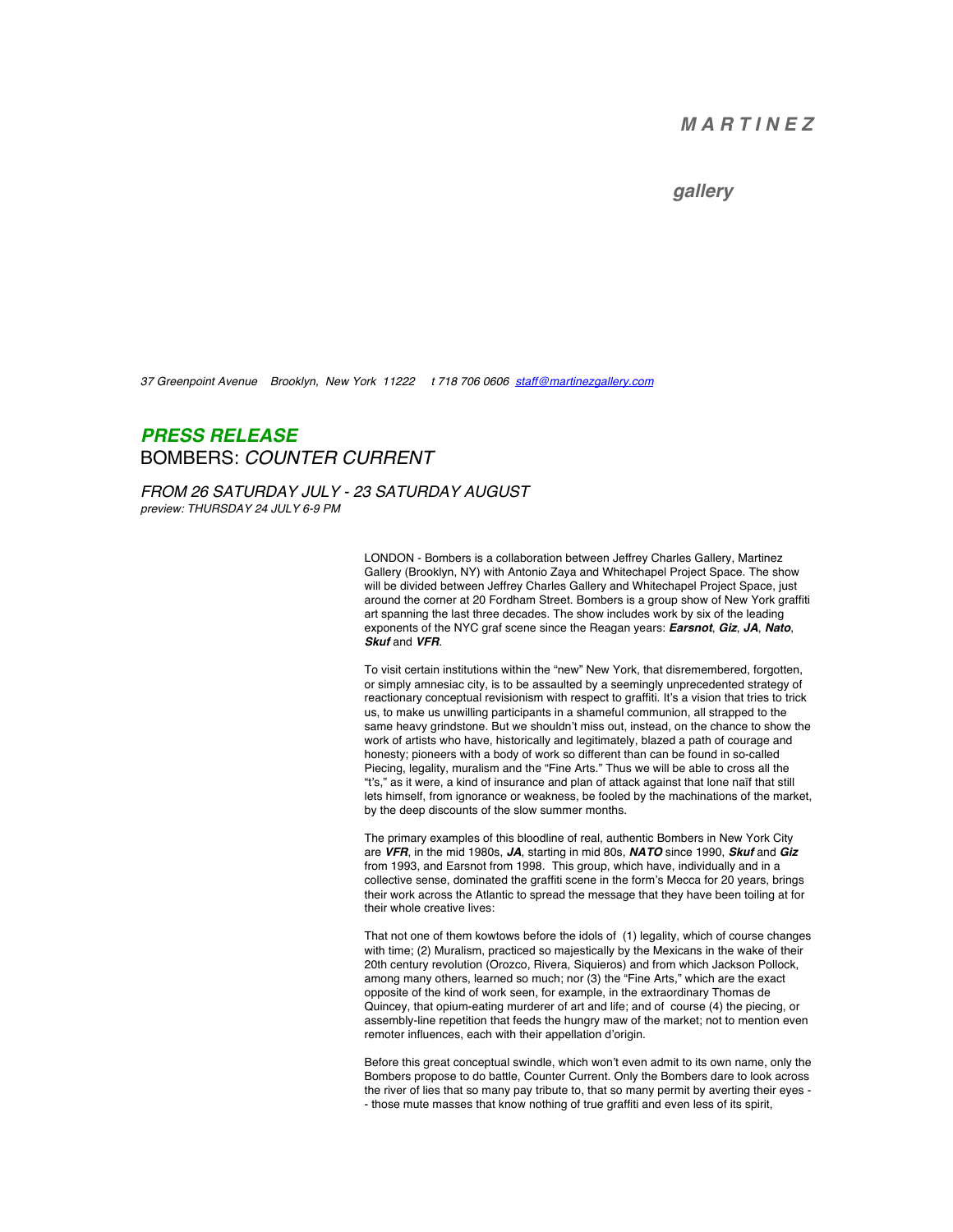***M A R T I N E Z***

***gallery***

*37 Greenpoint Avenue Brooklyn, New York 11222 t 718 706 0606 staff@martinezgallery.com*

## ***PRESS RELEASE***

BOMBERS: *COUNTER CURRENT*

*FROM 26 SATURDAY JULY - 23 SATURDAY AUGUST*
*preview: THURSDAY 24 JULY 6-9 PM*

LONDON - Bombers is a collaboration between Jeffrey Charles Gallery, Martinez Gallery (Brooklyn, NY) with Antonio Zaya and Whitechapel Project Space. The show will be divided between Jeffrey Charles Gallery and Whitechapel Project Space, just around the corner at 20 Fordham Street. Bombers is a group show of New York graffiti art spanning the last three decades. The show includes work by six of the leading exponents of the NYC graf scene since the Reagan years: ***Earsnot***, ***Giz***, ***JA***, ***Nato***, ***Skuf*** and ***VFR***.

To visit certain institutions within the "new" New York, that disremembered, forgotten, or simply amnesiac city, is to be assaulted by a seemingly unprecedented strategy of reactionary conceptual revisionism with respect to graffiti. It's a vision that tries to trick us, to make us unwilling participants in a shameful communion, all strapped to the same heavy grindstone. But we shouldn't miss out, instead, on the chance to show the work of artists who have, historically and legitimately, blazed a path of courage and honesty; pioneers with a body of work so different than can be found in so-called Piecing, legality, muralism and the "Fine Arts." Thus we will be able to cross all the "t's," as it were, a kind of insurance and plan of attack against that lone naïf that still lets himself, from ignorance or weakness, be fooled by the machinations of the market, by the deep discounts of the slow summer months.

The primary examples of this bloodline of real, authentic Bombers in New York City are ***VFR***, in the mid 1980s, ***JA***, starting in mid 80s, ***NATO*** since 1990, ***Skuf*** and ***Giz*** from 1993, and Earsnot from 1998. This group, which have, individually and in a collective sense, dominated the graffiti scene in the form's Mecca for 20 years, brings their work across the Atlantic to spread the message that they have been toiling at for their whole creative lives:

That not one of them kowtows before the idols of (1) legality, which of course changes with time; (2) Muralism, practiced so majestically by the Mexicans in the wake of their 20th century revolution (Orozco, Rivera, Siquieros) and from which Jackson Pollock, among many others, learned so much; nor (3) the "Fine Arts," which are the exact opposite of the kind of work seen, for example, in the extraordinary Thomas de Quincey, that opium-eating murderer of art and life; and of course (4) the piecing, or assembly-line repetition that feeds the hungry maw of the market; not to mention even remoter influences, each with their appellation d'origin.

Before this great conceptual swindle, which won't even admit to its own name, only the Bombers propose to do battle, Counter Current. Only the Bombers dare to look across the river of lies that so many pay tribute to, that so many permit by averting their eyes -- those mute masses that know nothing of true graffiti and even less of its spirit,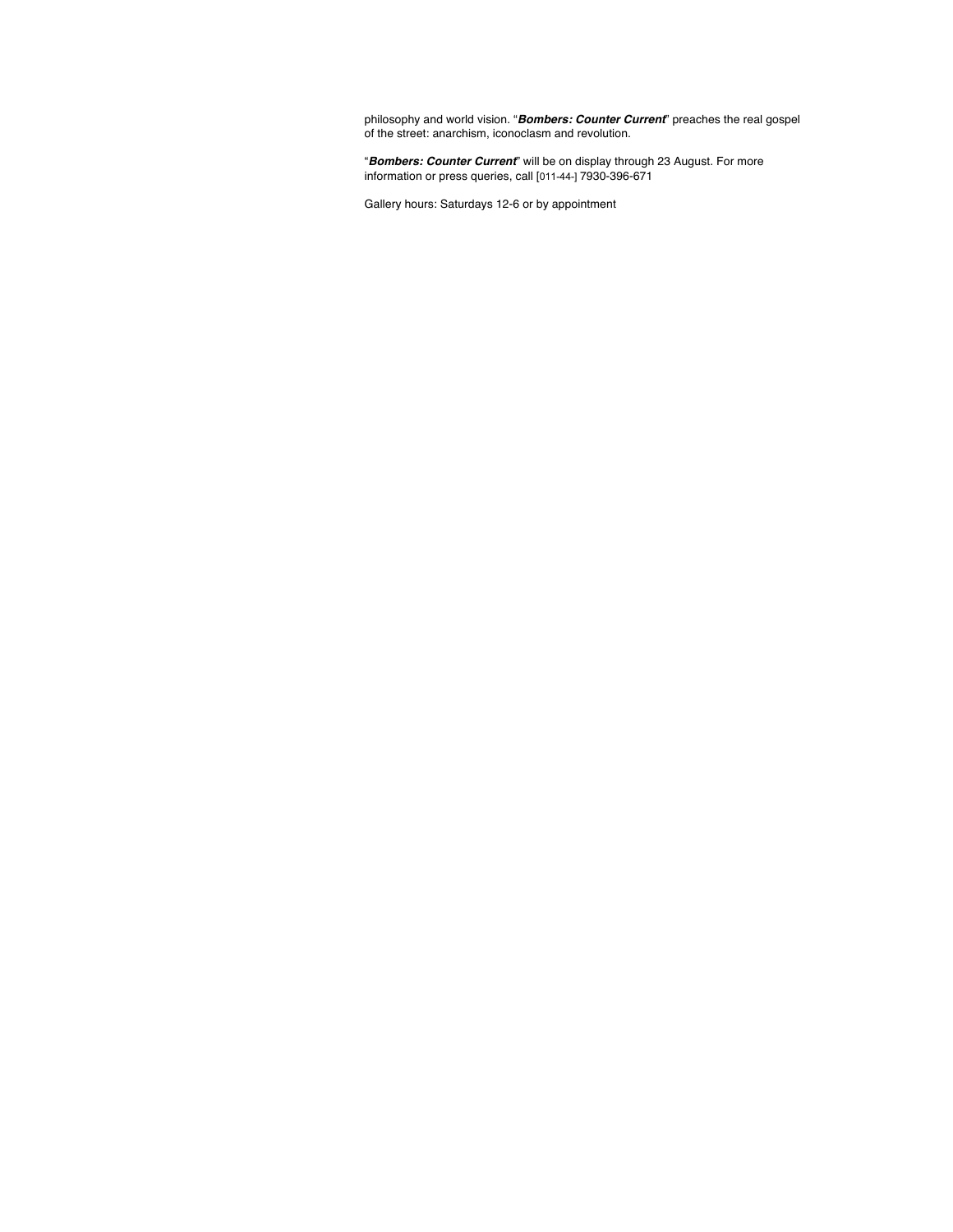philosophy and world vision. “***Bombers: Counter Current***” preaches the real gospel of the street: anarchism, iconoclasm and revolution.

“***Bombers: Counter Current***” will be on display through 23 August. For more information or press queries, call [011-44-] 7930-396-671

Gallery hours: Saturdays 12-6 or by appointment